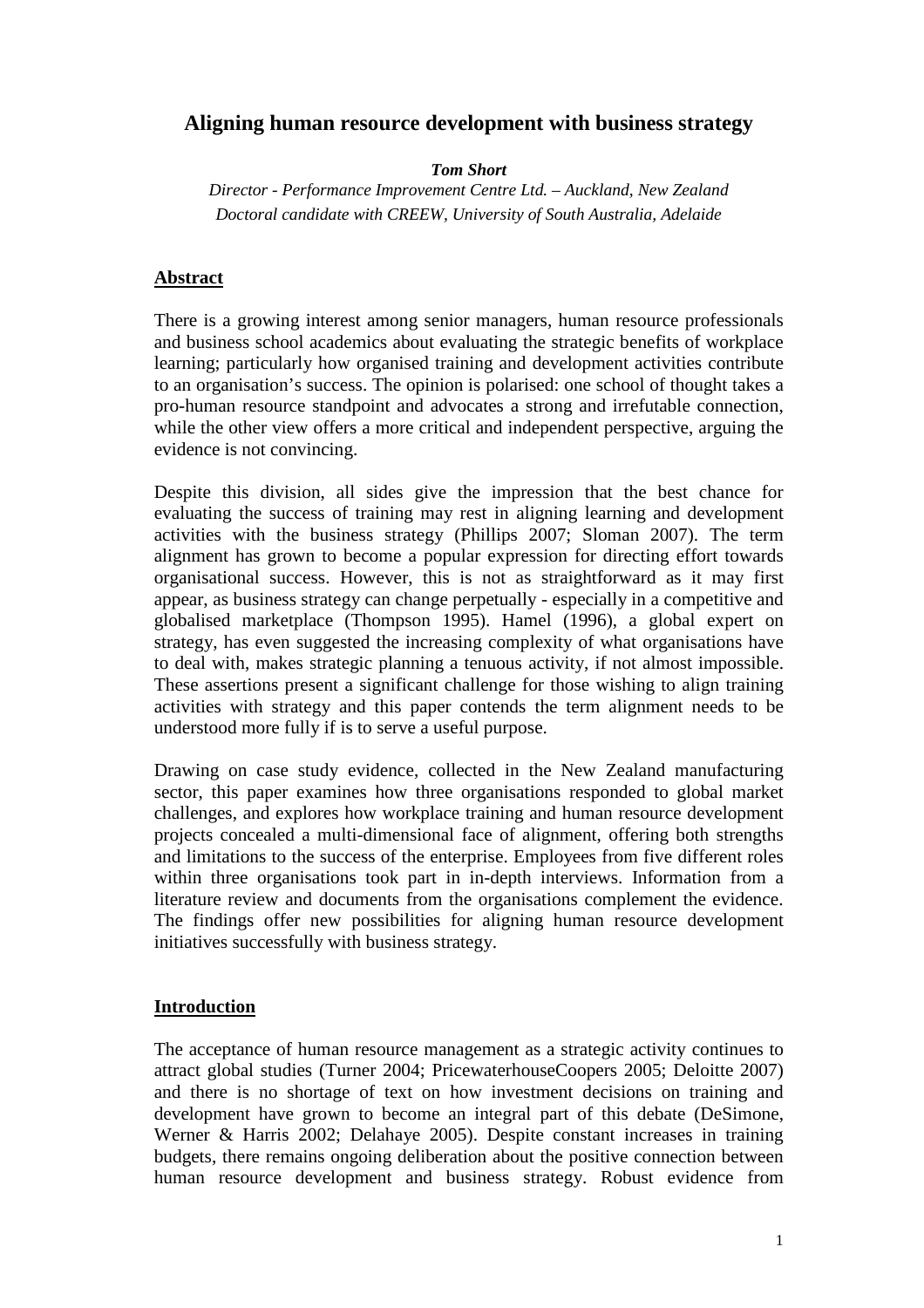# Aligning human resource development with business strategy

***Tom Short***

*Director - Performance Improvement Centre Ltd. – Auckland, New Zealand*

*Doctoral candidate with CREEW, University of South Australia, Adelaide*

## Abstract

There is a growing interest among senior managers, human resource professionals and business school academics about evaluating the strategic benefits of workplace learning; particularly how organised training and development activities contribute to an organisation's success. The opinion is polarised: one school of thought takes a pro-human resource standpoint and advocates a strong and irrefutable connection, while the other view offers a more critical and independent perspective, arguing the evidence is not convincing.

Despite this division, all sides give the impression that the best chance for evaluating the success of training may rest in aligning learning and development activities with the business strategy (Phillips 2007; Sloman 2007). The term alignment has grown to become a popular expression for directing effort towards organisational success. However, this is not as straightforward as it may first appear, as business strategy can change perpetually - especially in a competitive and globalised marketplace (Thompson 1995). Hamel (1996), a global expert on strategy, has even suggested the increasing complexity of what organisations have to deal with, makes strategic planning a tenuous activity, if not almost impossible. These assertions present a significant challenge for those wishing to align training activities with strategy and this paper contends the term alignment needs to be understood more fully if is to serve a useful purpose.

Drawing on case study evidence, collected in the New Zealand manufacturing sector, this paper examines how three organisations responded to global market challenges, and explores how workplace training and human resource development projects concealed a multi-dimensional face of alignment, offering both strengths and limitations to the success of the enterprise. Employees from five different roles within three organisations took part in in-depth interviews. Information from a literature review and documents from the organisations complement the evidence. The findings offer new possibilities for aligning human resource development initiatives successfully with business strategy.

## Introduction

The acceptance of human resource management as a strategic activity continues to attract global studies (Turner 2004; PricewaterhouseCoopers 2005; Deloitte 2007) and there is no shortage of text on how investment decisions on training and development have grown to become an integral part of this debate (DeSimone, Werner & Harris 2002; Delahaye 2005). Despite constant increases in training budgets, there remains ongoing deliberation about the positive connection between human resource development and business strategy. Robust evidence from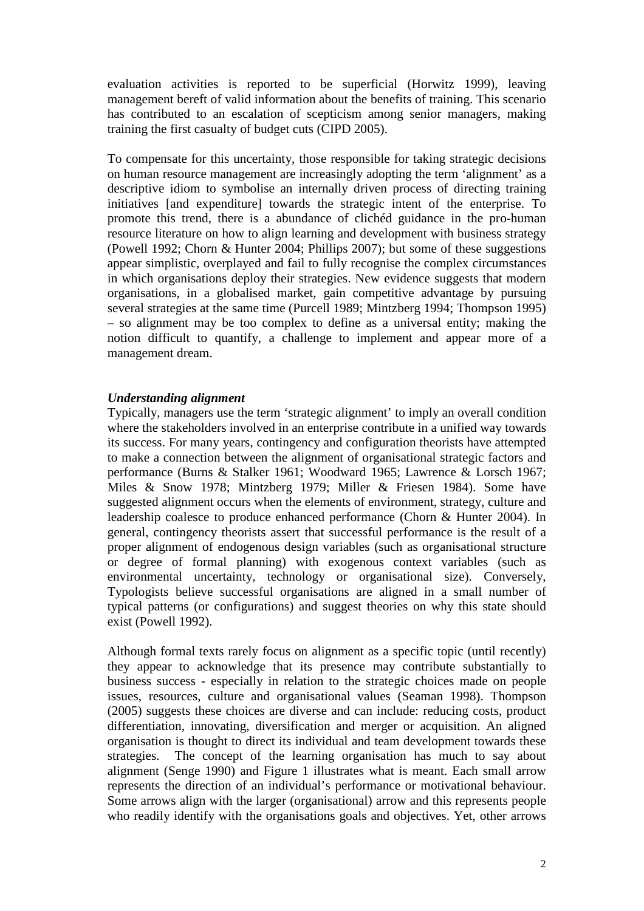evaluation activities is reported to be superficial (Horwitz 1999), leaving management bereft of valid information about the benefits of training. This scenario has contributed to an escalation of scepticism among senior managers, making training the first casualty of budget cuts (CIPD 2005).

To compensate for this uncertainty, those responsible for taking strategic decisions on human resource management are increasingly adopting the term 'alignment' as a descriptive idiom to symbolise an internally driven process of directing training initiatives [and expenditure] towards the strategic intent of the enterprise. To promote this trend, there is a abundance of clichéd guidance in the pro-human resource literature on how to align learning and development with business strategy (Powell 1992; Chorn & Hunter 2004; Phillips 2007); but some of these suggestions appear simplistic, overplayed and fail to fully recognise the complex circumstances in which organisations deploy their strategies. New evidence suggests that modern organisations, in a globalised market, gain competitive advantage by pursuing several strategies at the same time (Purcell 1989; Mintzberg 1994; Thompson 1995) – so alignment may be too complex to define as a universal entity; making the notion difficult to quantify, a challenge to implement and appear more of a management dream.

***Understanding alignment***

Typically, managers use the term 'strategic alignment' to imply an overall condition where the stakeholders involved in an enterprise contribute in a unified way towards its success. For many years, contingency and configuration theorists have attempted to make a connection between the alignment of organisational strategic factors and performance (Burns & Stalker 1961; Woodward 1965; Lawrence & Lorsch 1967; Miles & Snow 1978; Mintzberg 1979; Miller & Friesen 1984). Some have suggested alignment occurs when the elements of environment, strategy, culture and leadership coalesce to produce enhanced performance (Chorn & Hunter 2004). In general, contingency theorists assert that successful performance is the result of a proper alignment of endogenous design variables (such as organisational structure or degree of formal planning) with exogenous context variables (such as environmental uncertainty, technology or organisational size). Conversely, Typologists believe successful organisations are aligned in a small number of typical patterns (or configurations) and suggest theories on why this state should exist (Powell 1992).

Although formal texts rarely focus on alignment as a specific topic (until recently) they appear to acknowledge that its presence may contribute substantially to business success - especially in relation to the strategic choices made on people issues, resources, culture and organisational values (Seaman 1998). Thompson (2005) suggests these choices are diverse and can include: reducing costs, product differentiation, innovating, diversification and merger or acquisition. An aligned organisation is thought to direct its individual and team development towards these strategies. The concept of the learning organisation has much to say about alignment (Senge 1990) and Figure 1 illustrates what is meant. Each small arrow represents the direction of an individual's performance or motivational behaviour. Some arrows align with the larger (organisational) arrow and this represents people who readily identify with the organisations goals and objectives. Yet, other arrows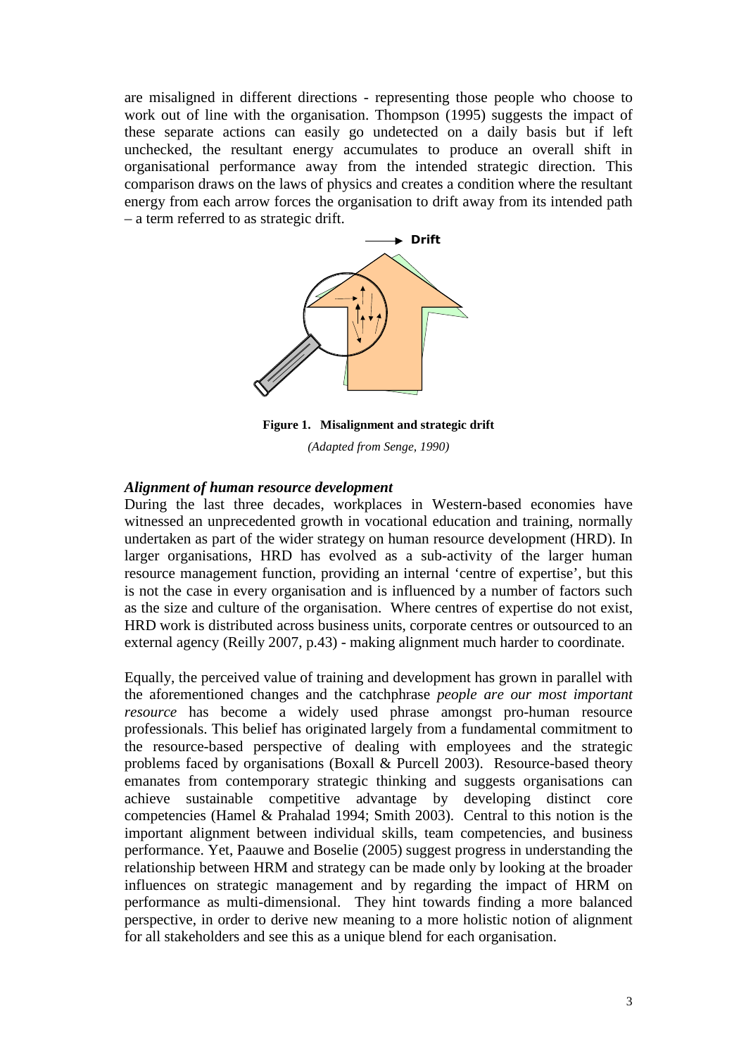are misaligned in different directions - representing those people who choose to work out of line with the organisation. Thompson (1995) suggests the impact of these separate actions can easily go undetected on a daily basis but if left unchecked, the resultant energy accumulates to produce an overall shift in organisational performance away from the intended strategic direction. This comparison draws on the laws of physics and creates a condition where the resultant energy from each arrow forces the organisation to drift away from its intended path – a term referred to as strategic drift.

**Figure 1. Misalignment and strategic drift**

*(Adapted from Senge, 1990)*

### *Alignment of human resource development*

During the last three decades, workplaces in Western-based economies have witnessed an unprecedented growth in vocational education and training, normally undertaken as part of the wider strategy on human resource development (HRD). In larger organisations, HRD has evolved as a sub-activity of the larger human resource management function, providing an internal 'centre of expertise', but this is not the case in every organisation and is influenced by a number of factors such as the size and culture of the organisation. Where centres of expertise do not exist, HRD work is distributed across business units, corporate centres or outsourced to an external agency (Reilly 2007, p.43) - making alignment much harder to coordinate.

Equally, the perceived value of training and development has grown in parallel with the aforementioned changes and the catchphrase *people are our most important resource* has become a widely used phrase amongst pro-human resource professionals. This belief has originated largely from a fundamental commitment to the resource-based perspective of dealing with employees and the strategic problems faced by organisations (Boxall & Purcell 2003). Resource-based theory emanates from contemporary strategic thinking and suggests organisations can achieve sustainable competitive advantage by developing distinct core competencies (Hamel & Prahalad 1994; Smith 2003). Central to this notion is the important alignment between individual skills, team competencies, and business performance. Yet, Paauwe and Boselie (2005) suggest progress in understanding the relationship between HRM and strategy can be made only by looking at the broader influences on strategic management and by regarding the impact of HRM on performance as multi-dimensional. They hint towards finding a more balanced perspective, in order to derive new meaning to a more holistic notion of alignment for all stakeholders and see this as a unique blend for each organisation.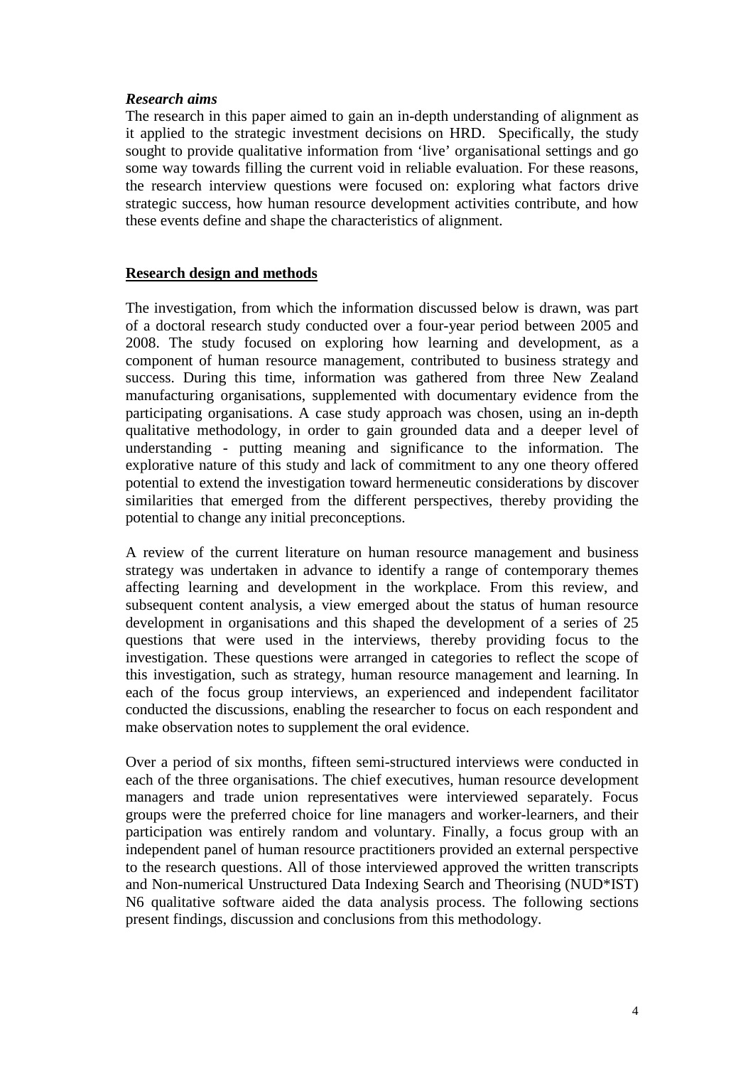***Research aims***

The research in this paper aimed to gain an in-depth understanding of alignment as it applied to the strategic investment decisions on HRD. Specifically, the study sought to provide qualitative information from 'live' organisational settings and go some way towards filling the current void in reliable evaluation. For these reasons, the research interview questions were focused on: exploring what factors drive strategic success, how human resource development activities contribute, and how these events define and shape the characteristics of alignment.

## Research design and methods

The investigation, from which the information discussed below is drawn, was part of a doctoral research study conducted over a four-year period between 2005 and 2008. The study focused on exploring how learning and development, as a component of human resource management, contributed to business strategy and success. During this time, information was gathered from three New Zealand manufacturing organisations, supplemented with documentary evidence from the participating organisations. A case study approach was chosen, using an in-depth qualitative methodology, in order to gain grounded data and a deeper level of understanding - putting meaning and significance to the information. The explorative nature of this study and lack of commitment to any one theory offered potential to extend the investigation toward hermeneutic considerations by discover similarities that emerged from the different perspectives, thereby providing the potential to change any initial preconceptions.

A review of the current literature on human resource management and business strategy was undertaken in advance to identify a range of contemporary themes affecting learning and development in the workplace. From this review, and subsequent content analysis, a view emerged about the status of human resource development in organisations and this shaped the development of a series of 25 questions that were used in the interviews, thereby providing focus to the investigation. These questions were arranged in categories to reflect the scope of this investigation, such as strategy, human resource management and learning. In each of the focus group interviews, an experienced and independent facilitator conducted the discussions, enabling the researcher to focus on each respondent and make observation notes to supplement the oral evidence.

Over a period of six months, fifteen semi-structured interviews were conducted in each of the three organisations. The chief executives, human resource development managers and trade union representatives were interviewed separately. Focus groups were the preferred choice for line managers and worker-learners, and their participation was entirely random and voluntary. Finally, a focus group with an independent panel of human resource practitioners provided an external perspective to the research questions. All of those interviewed approved the written transcripts and Non-numerical Unstructured Data Indexing Search and Theorising (NUD*IST) N6 qualitative software aided the data analysis process. The following sections present findings, discussion and conclusions from this methodology.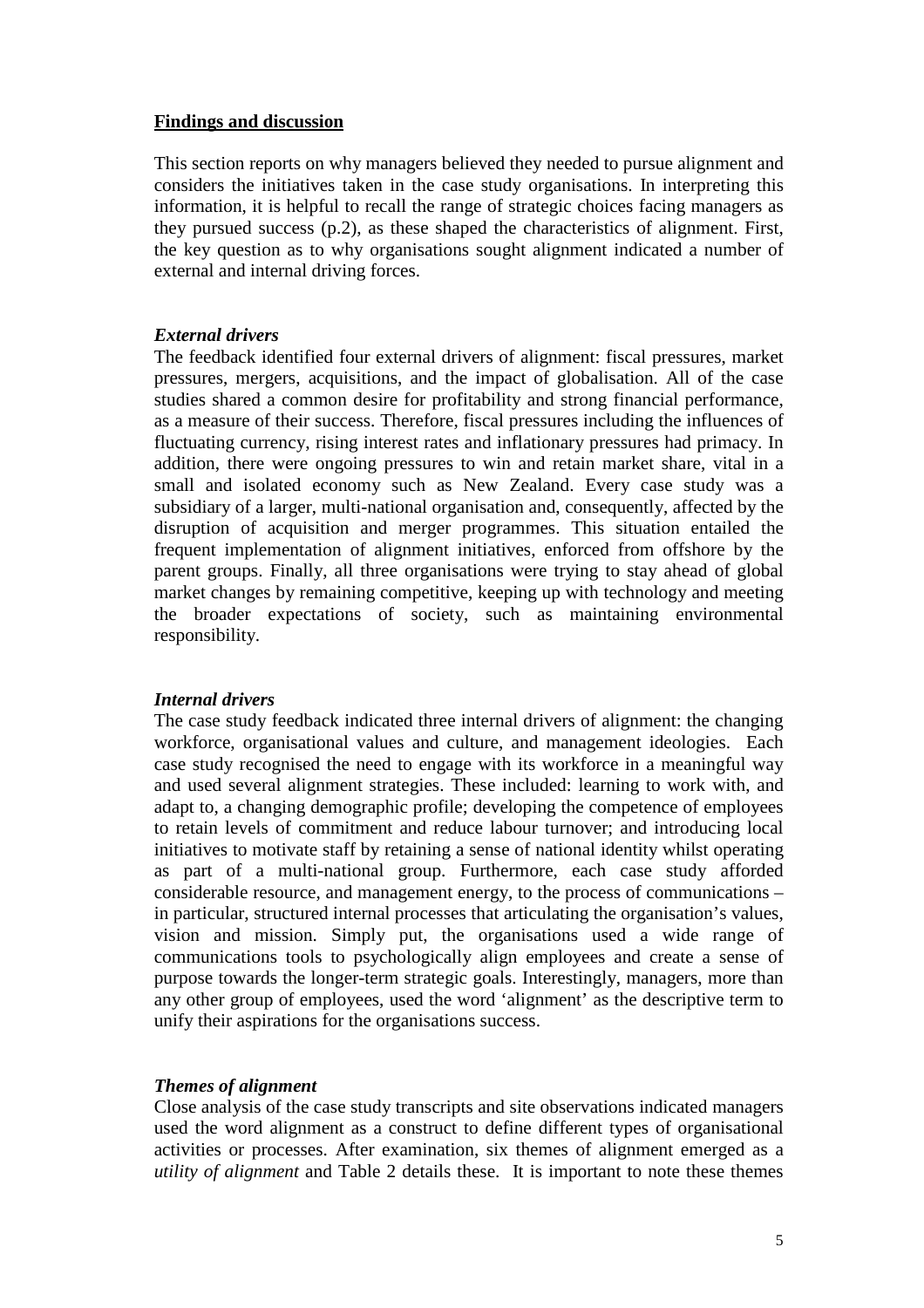## Findings and discussion

This section reports on why managers believed they needed to pursue alignment and considers the initiatives taken in the case study organisations. In interpreting this information, it is helpful to recall the range of strategic choices facing managers as they pursued success (p.2), as these shaped the characteristics of alignment. First, the key question as to why organisations sought alignment indicated a number of external and internal driving forces.

### *External drivers*

The feedback identified four external drivers of alignment: fiscal pressures, market pressures, mergers, acquisitions, and the impact of globalisation. All of the case studies shared a common desire for profitability and strong financial performance, as a measure of their success. Therefore, fiscal pressures including the influences of fluctuating currency, rising interest rates and inflationary pressures had primacy. In addition, there were ongoing pressures to win and retain market share, vital in a small and isolated economy such as New Zealand. Every case study was a subsidiary of a larger, multi-national organisation and, consequently, affected by the disruption of acquisition and merger programmes. This situation entailed the frequent implementation of alignment initiatives, enforced from offshore by the parent groups. Finally, all three organisations were trying to stay ahead of global market changes by remaining competitive, keeping up with technology and meeting the broader expectations of society, such as maintaining environmental responsibility.

### *Internal drivers*

The case study feedback indicated three internal drivers of alignment: the changing workforce, organisational values and culture, and management ideologies. Each case study recognised the need to engage with its workforce in a meaningful way and used several alignment strategies. These included: learning to work with, and adapt to, a changing demographic profile; developing the competence of employees to retain levels of commitment and reduce labour turnover; and introducing local initiatives to motivate staff by retaining a sense of national identity whilst operating as part of a multi-national group. Furthermore, each case study afforded considerable resource, and management energy, to the process of communications – in particular, structured internal processes that articulating the organisation's values, vision and mission. Simply put, the organisations used a wide range of communications tools to psychologically align employees and create a sense of purpose towards the longer-term strategic goals. Interestingly, managers, more than any other group of employees, used the word 'alignment' as the descriptive term to unify their aspirations for the organisations success.

### *Themes of alignment*

Close analysis of the case study transcripts and site observations indicated managers used the word alignment as a construct to define different types of organisational activities or processes. After examination, six themes of alignment emerged as a *utility of alignment* and Table 2 details these. It is important to note these themes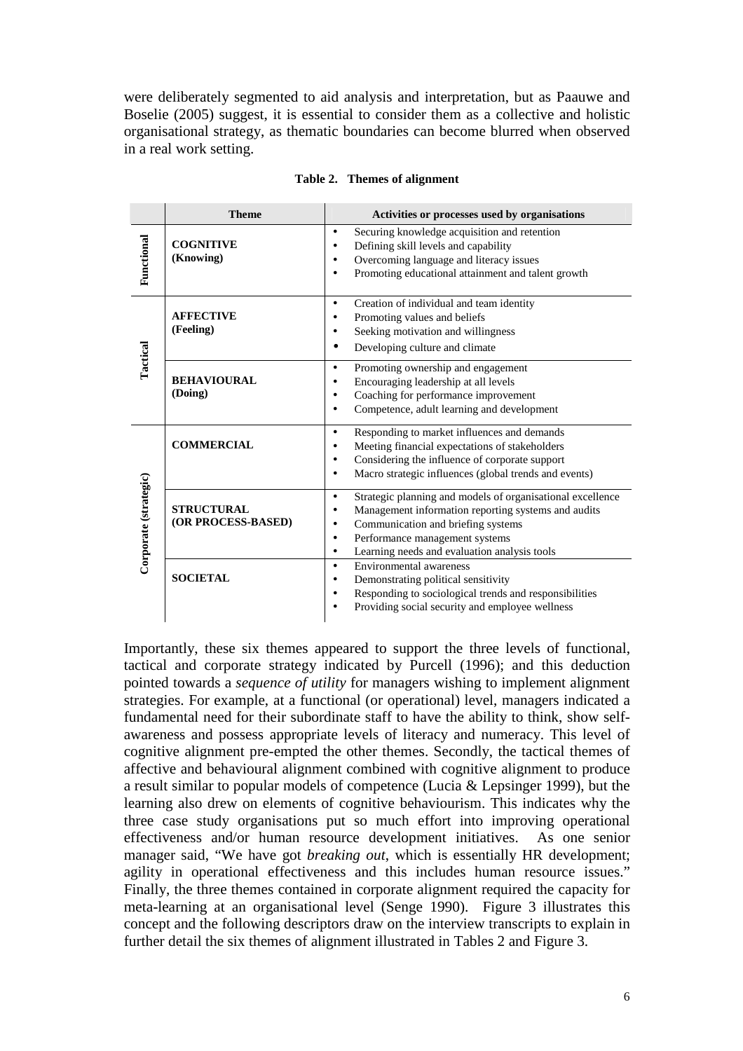were deliberately segmented to aid analysis and interpretation, but as Paauwe and Boselie (2005) suggest, it is essential to consider them as a collective and holistic organisational strategy, as thematic boundaries can become blurred when observed in a real work setting.

**Table 2. Themes of alignment**

| | Theme | Activities or processes used by organisations |
|---|---|---|
| Functional | **COGNITIVE (Knowing)** | • Securing knowledge acquisition and retention<br>• Defining skill levels and capability<br>• Overcoming language and literacy issues<br>• Promoting educational attainment and talent growth |
| Tactical | **AFFECTIVE (Feeling)** | • Creation of individual and team identity<br>• Promoting values and beliefs<br>• Seeking motivation and willingness<br>• Developing culture and climate |
| | **BEHAVIOURAL (Doing)** | • Promoting ownership and engagement<br>• Encouraging leadership at all levels<br>• Coaching for performance improvement<br>• Competence, adult learning and development |
| Corporate (strategic) | **COMMERCIAL** | • Responding to market influences and demands<br>• Meeting financial expectations of stakeholders<br>• Considering the influence of corporate support<br>• Macro strategic influences (global trends and events) |
| | **STRUCTURAL (OR PROCESS-BASED)** | • Strategic planning and models of organisational excellence<br>• Management information reporting systems and audits<br>• Communication and briefing systems<br>• Performance management systems<br>• Learning needs and evaluation analysis tools |
| | **SOCIETAL** | • Environmental awareness<br>• Demonstrating political sensitivity<br>• Responding to sociological trends and responsibilities<br>• Providing social security and employee wellness |

Importantly, these six themes appeared to support the three levels of functional, tactical and corporate strategy indicated by Purcell (1996); and this deduction pointed towards a *sequence of utility* for managers wishing to implement alignment strategies. For example, at a functional (or operational) level, managers indicated a fundamental need for their subordinate staff to have the ability to think, show self-awareness and possess appropriate levels of literacy and numeracy. This level of cognitive alignment pre-empted the other themes. Secondly, the tactical themes of affective and behavioural alignment combined with cognitive alignment to produce a result similar to popular models of competence (Lucia & Lepsinger 1999), but the learning also drew on elements of cognitive behaviourism. This indicates why the three case study organisations put so much effort into improving operational effectiveness and/or human resource development initiatives. As one senior manager said, "We have got *breaking out*, which is essentially HR development; agility in operational effectiveness and this includes human resource issues." Finally, the three themes contained in corporate alignment required the capacity for meta-learning at an organisational level (Senge 1990). Figure 3 illustrates this concept and the following descriptors draw on the interview transcripts to explain in further detail the six themes of alignment illustrated in Tables 2 and Figure 3.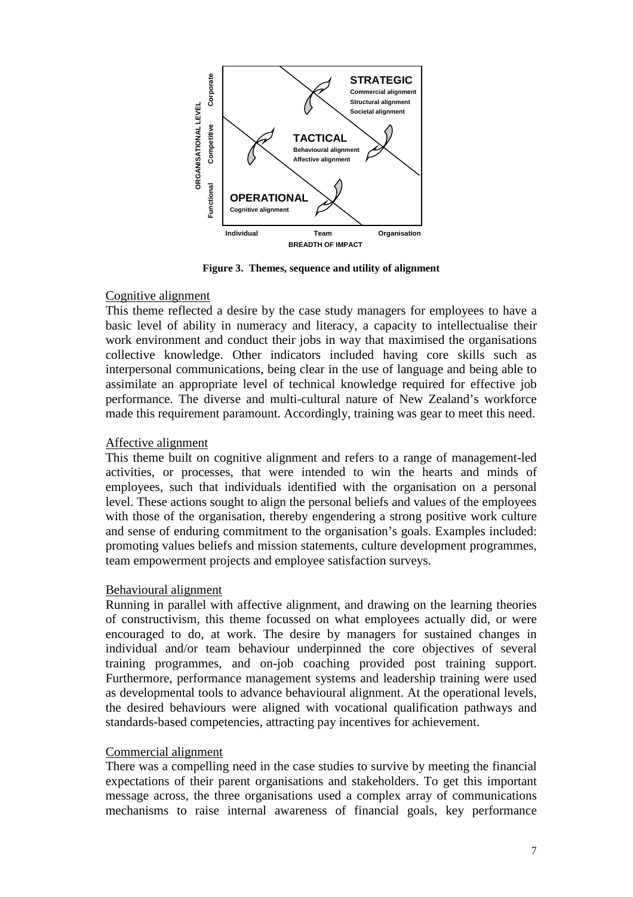**Figure 3. Themes, sequence and utility of alignment**

Cognitive alignment

This theme reflected a desire by the case study managers for employees to have a basic level of ability in numeracy and literacy, a capacity to intellectualise their work environment and conduct their jobs in way that maximised the organisations collective knowledge. Other indicators included having core skills such as interpersonal communications, being clear in the use of language and being able to assimilate an appropriate level of technical knowledge required for effective job performance. The diverse and multi-cultural nature of New Zealand's workforce made this requirement paramount. Accordingly, training was gear to meet this need.

Affective alignment

This theme built on cognitive alignment and refers to a range of management-led activities, or processes, that were intended to win the hearts and minds of employees, such that individuals identified with the organisation on a personal level. These actions sought to align the personal beliefs and values of the employees with those of the organisation, thereby engendering a strong positive work culture and sense of enduring commitment to the organisation's goals. Examples included: promoting values beliefs and mission statements, culture development programmes, team empowerment projects and employee satisfaction surveys.

Behavioural alignment

Running in parallel with affective alignment, and drawing on the learning theories of constructivism, this theme focussed on what employees actually did, or were encouraged to do, at work. The desire by managers for sustained changes in individual and/or team behaviour underpinned the core objectives of several training programmes, and on-job coaching provided post training support. Furthermore, performance management systems and leadership training were used as developmental tools to advance behavioural alignment. At the operational levels, the desired behaviours were aligned with vocational qualification pathways and standards-based competencies, attracting pay incentives for achievement.

Commercial alignment

There was a compelling need in the case studies to survive by meeting the financial expectations of their parent organisations and stakeholders. To get this important message across, the three organisations used a complex array of communications mechanisms to raise internal awareness of financial goals, key performance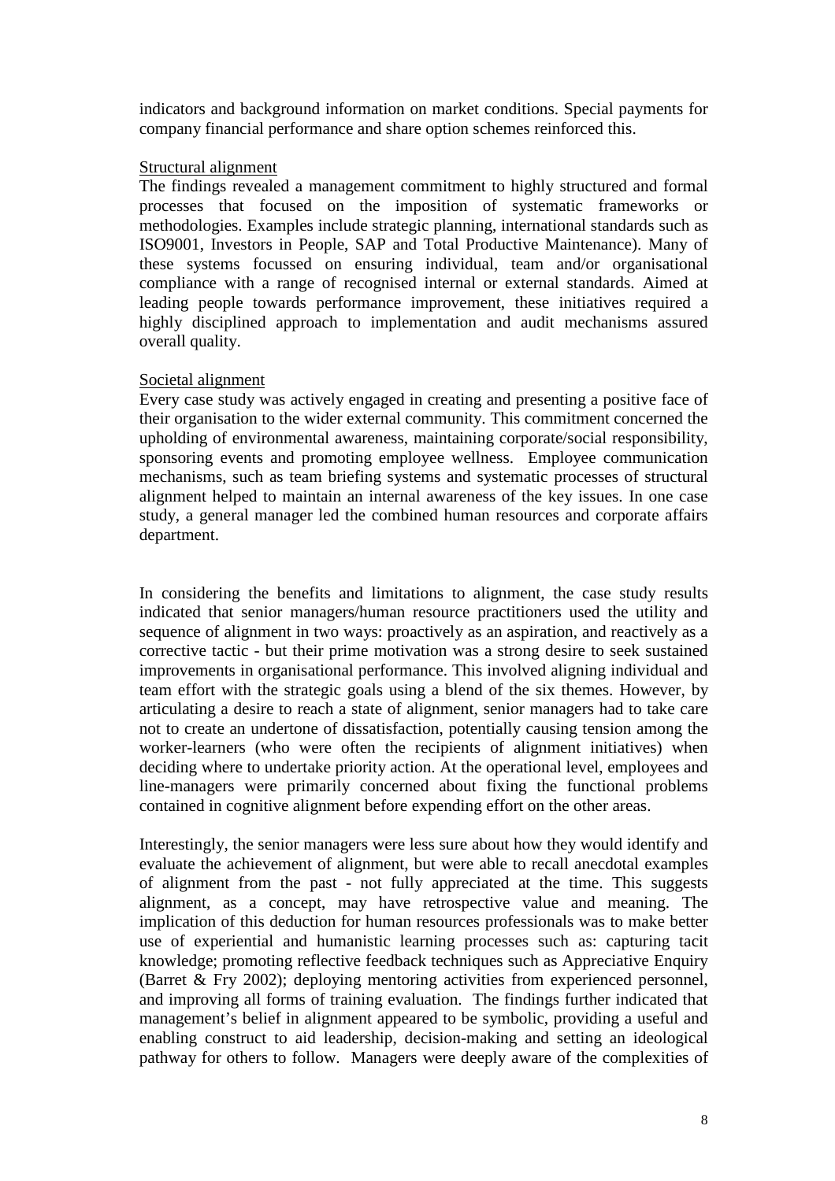indicators and background information on market conditions. Special payments for company financial performance and share option schemes reinforced this.

Structural alignment

The findings revealed a management commitment to highly structured and formal processes that focused on the imposition of systematic frameworks or methodologies. Examples include strategic planning, international standards such as ISO9001, Investors in People, SAP and Total Productive Maintenance). Many of these systems focussed on ensuring individual, team and/or organisational compliance with a range of recognised internal or external standards. Aimed at leading people towards performance improvement, these initiatives required a highly disciplined approach to implementation and audit mechanisms assured overall quality.

Societal alignment

Every case study was actively engaged in creating and presenting a positive face of their organisation to the wider external community. This commitment concerned the upholding of environmental awareness, maintaining corporate/social responsibility, sponsoring events and promoting employee wellness. Employee communication mechanisms, such as team briefing systems and systematic processes of structural alignment helped to maintain an internal awareness of the key issues. In one case study, a general manager led the combined human resources and corporate affairs department.

In considering the benefits and limitations to alignment, the case study results indicated that senior managers/human resource practitioners used the utility and sequence of alignment in two ways: proactively as an aspiration, and reactively as a corrective tactic - but their prime motivation was a strong desire to seek sustained improvements in organisational performance. This involved aligning individual and team effort with the strategic goals using a blend of the six themes. However, by articulating a desire to reach a state of alignment, senior managers had to take care not to create an undertone of dissatisfaction, potentially causing tension among the worker-learners (who were often the recipients of alignment initiatives) when deciding where to undertake priority action. At the operational level, employees and line-managers were primarily concerned about fixing the functional problems contained in cognitive alignment before expending effort on the other areas.

Interestingly, the senior managers were less sure about how they would identify and evaluate the achievement of alignment, but were able to recall anecdotal examples of alignment from the past - not fully appreciated at the time. This suggests alignment, as a concept, may have retrospective value and meaning. The implication of this deduction for human resources professionals was to make better use of experiential and humanistic learning processes such as: capturing tacit knowledge; promoting reflective feedback techniques such as Appreciative Enquiry (Barret & Fry 2002); deploying mentoring activities from experienced personnel, and improving all forms of training evaluation. The findings further indicated that management's belief in alignment appeared to be symbolic, providing a useful and enabling construct to aid leadership, decision-making and setting an ideological pathway for others to follow. Managers were deeply aware of the complexities of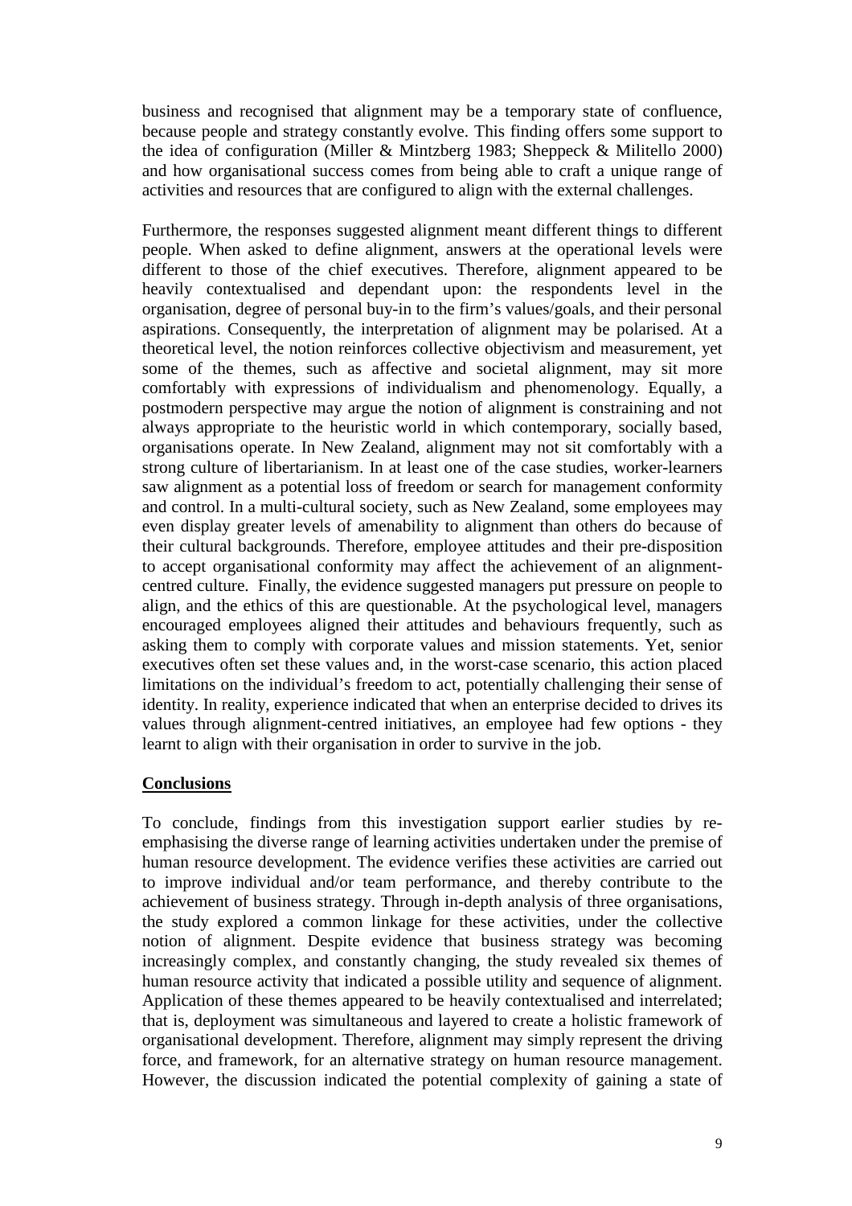business and recognised that alignment may be a temporary state of confluence, because people and strategy constantly evolve. This finding offers some support to the idea of configuration (Miller & Mintzberg 1983; Sheppeck & Militello 2000) and how organisational success comes from being able to craft a unique range of activities and resources that are configured to align with the external challenges.

Furthermore, the responses suggested alignment meant different things to different people. When asked to define alignment, answers at the operational levels were different to those of the chief executives. Therefore, alignment appeared to be heavily contextualised and dependant upon: the respondents level in the organisation, degree of personal buy-in to the firm's values/goals, and their personal aspirations. Consequently, the interpretation of alignment may be polarised. At a theoretical level, the notion reinforces collective objectivism and measurement, yet some of the themes, such as affective and societal alignment, may sit more comfortably with expressions of individualism and phenomenology. Equally, a postmodern perspective may argue the notion of alignment is constraining and not always appropriate to the heuristic world in which contemporary, socially based, organisations operate. In New Zealand, alignment may not sit comfortably with a strong culture of libertarianism. In at least one of the case studies, worker-learners saw alignment as a potential loss of freedom or search for management conformity and control. In a multi-cultural society, such as New Zealand, some employees may even display greater levels of amenability to alignment than others do because of their cultural backgrounds. Therefore, employee attitudes and their pre-disposition to accept organisational conformity may affect the achievement of an alignment-centred culture. Finally, the evidence suggested managers put pressure on people to align, and the ethics of this are questionable. At the psychological level, managers encouraged employees aligned their attitudes and behaviours frequently, such as asking them to comply with corporate values and mission statements. Yet, senior executives often set these values and, in the worst-case scenario, this action placed limitations on the individual's freedom to act, potentially challenging their sense of identity. In reality, experience indicated that when an enterprise decided to drives its values through alignment-centred initiatives, an employee had few options - they learnt to align with their organisation in order to survive in the job.

## Conclusions

To conclude, findings from this investigation support earlier studies by re-emphasising the diverse range of learning activities undertaken under the premise of human resource development. The evidence verifies these activities are carried out to improve individual and/or team performance, and thereby contribute to the achievement of business strategy. Through in-depth analysis of three organisations, the study explored a common linkage for these activities, under the collective notion of alignment. Despite evidence that business strategy was becoming increasingly complex, and constantly changing, the study revealed six themes of human resource activity that indicated a possible utility and sequence of alignment. Application of these themes appeared to be heavily contextualised and interrelated; that is, deployment was simultaneous and layered to create a holistic framework of organisational development. Therefore, alignment may simply represent the driving force, and framework, for an alternative strategy on human resource management. However, the discussion indicated the potential complexity of gaining a state of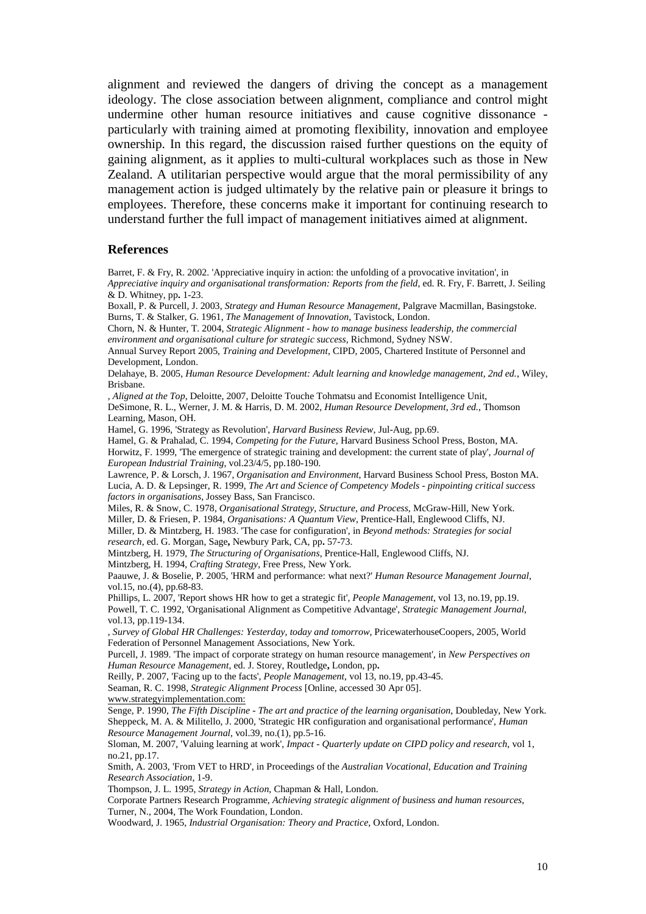alignment and reviewed the dangers of driving the concept as a management ideology. The close association between alignment, compliance and control might undermine other human resource initiatives and cause cognitive dissonance - particularly with training aimed at promoting flexibility, innovation and employee ownership. In this regard, the discussion raised further questions on the equity of gaining alignment, as it applies to multi-cultural workplaces such as those in New Zealand. A utilitarian perspective would argue that the moral permissibility of any management action is judged ultimately by the relative pain or pleasure it brings to employees. Therefore, these concerns make it important for continuing research to understand further the full impact of management initiatives aimed at alignment.

## References

Barret, F. & Fry, R. 2002. 'Appreciative inquiry in action: the unfolding of a provocative invitation', in *Appreciative inquiry and organisational transformation: Reports from the field*, ed. R. Fry, F. Barrett, J. Seiling & D. Whitney, pp**.** 1-23.

Boxall, P. & Purcell, J. 2003, *Strategy and Human Resource Management*, Palgrave Macmillan, Basingstoke.

Burns, T. & Stalker, G. 1961, *The Management of Innovation*, Tavistock, London.

Chorn, N. & Hunter, T. 2004, *Strategic Alignment - how to manage business leadership, the commercial environment and organisational culture for strategic success*, Richmond, Sydney NSW.

Annual Survey Report 2005, *Training and Development*, CIPD, 2005, Chartered Institute of Personnel and Development, London.

Delahaye, B. 2005, *Human Resource Development: Adult learning and knowledge management, 2nd ed.*, Wiley, Brisbane.

, *Aligned at the Top*, Deloitte, 2007, Deloitte Touche Tohmatsu and Economist Intelligence Unit,

DeSimone, R. L., Werner, J. M. & Harris, D. M. 2002, *Human Resource Development, 3rd ed.*, Thomson Learning, Mason, OH.

Hamel, G. 1996, 'Strategy as Revolution', *Harvard Business Review*, Jul-Aug, pp.69.

Hamel, G. & Prahalad, C. 1994, *Competing for the Future*, Harvard Business School Press, Boston, MA.

Horwitz, F. 1999, 'The emergence of strategic training and development: the current state of play', *Journal of European Industrial Training*, vol.23/4/5, pp.180-190.

Lawrence, P. & Lorsch, J. 1967, *Organisation and Environment*, Harvard Business School Press, Boston MA.

Lucia, A. D. & Lepsinger, R. 1999, *The Art and Science of Competency Models - pinpointing critical success factors in organisations*, Jossey Bass, San Francisco.

Miles, R. & Snow, C. 1978, *Organisational Strategy, Structure, and Process*, McGraw-Hill, New York.

Miller, D. & Friesen, P. 1984, *Organisations: A Quantum View*, Prentice-Hall, Englewood Cliffs, NJ.

Miller, D. & Mintzberg, H. 1983. 'The case for configuration', in *Beyond methods: Strategies for social research*, ed. G. Morgan, Sage**,** Newbury Park, CA, pp**.** 57-73.

Mintzberg, H. 1979, *The Structuring of Organisations*, Prentice-Hall, Englewood Cliffs, NJ.

Mintzberg, H. 1994, *Crafting Strategy*, Free Press, New York.

Paauwe, J. & Boselie, P. 2005, 'HRM and performance: what next?' *Human Resource Management Journal*, vol.15, no.(4), pp.68-83.

Phillips, L. 2007, 'Report shows HR how to get a strategic fit', *People Management*, vol 13, no.19, pp.19.

Powell, T. C. 1992, 'Organisational Alignment as Competitive Advantage', *Strategic Management Journal*, vol.13, pp.119-134.

, *Survey of Global HR Challenges: Yesterday, today and tomorrow*, PricewaterhouseCoopers, 2005, World Federation of Personnel Management Associations, New York.

Purcell, J. 1989. 'The impact of corporate strategy on human resource management', in *New Perspectives on Human Resource Management*, ed. J. Storey, Routledge**,** London, pp**.**

Reilly, P. 2007, 'Facing up to the facts', *People Management*, vol 13, no.19, pp.43-45.

Seaman, R. C. 1998, *Strategic Alignment Process* [Online, accessed 30 Apr 05].
www.strategyimplementation.com:

Senge, P. 1990, *The Fifth Discipline - The art and practice of the learning organisation*, Doubleday, New York.

Sheppeck, M. A. & Militello, J. 2000, 'Strategic HR configuration and organisational performance', *Human Resource Management Journal*, vol.39, no.(1), pp.5-16.

Sloman, M. 2007, 'Valuing learning at work', *Impact - Quarterly update on CIPD policy and research*, vol 1, no.21, pp.17.

Smith, A. 2003, 'From VET to HRD', in Proceedings of the *Australian Vocational, Education and Training Research Association*, 1-9.

Thompson, J. L. 1995, *Strategy in Action*, Chapman & Hall, London.

Corporate Partners Research Programme, *Achieving strategic alignment of business and human resources*, Turner, N., 2004, The Work Foundation, London.

Woodward, J. 1965, *Industrial Organisation: Theory and Practice*, Oxford, London.